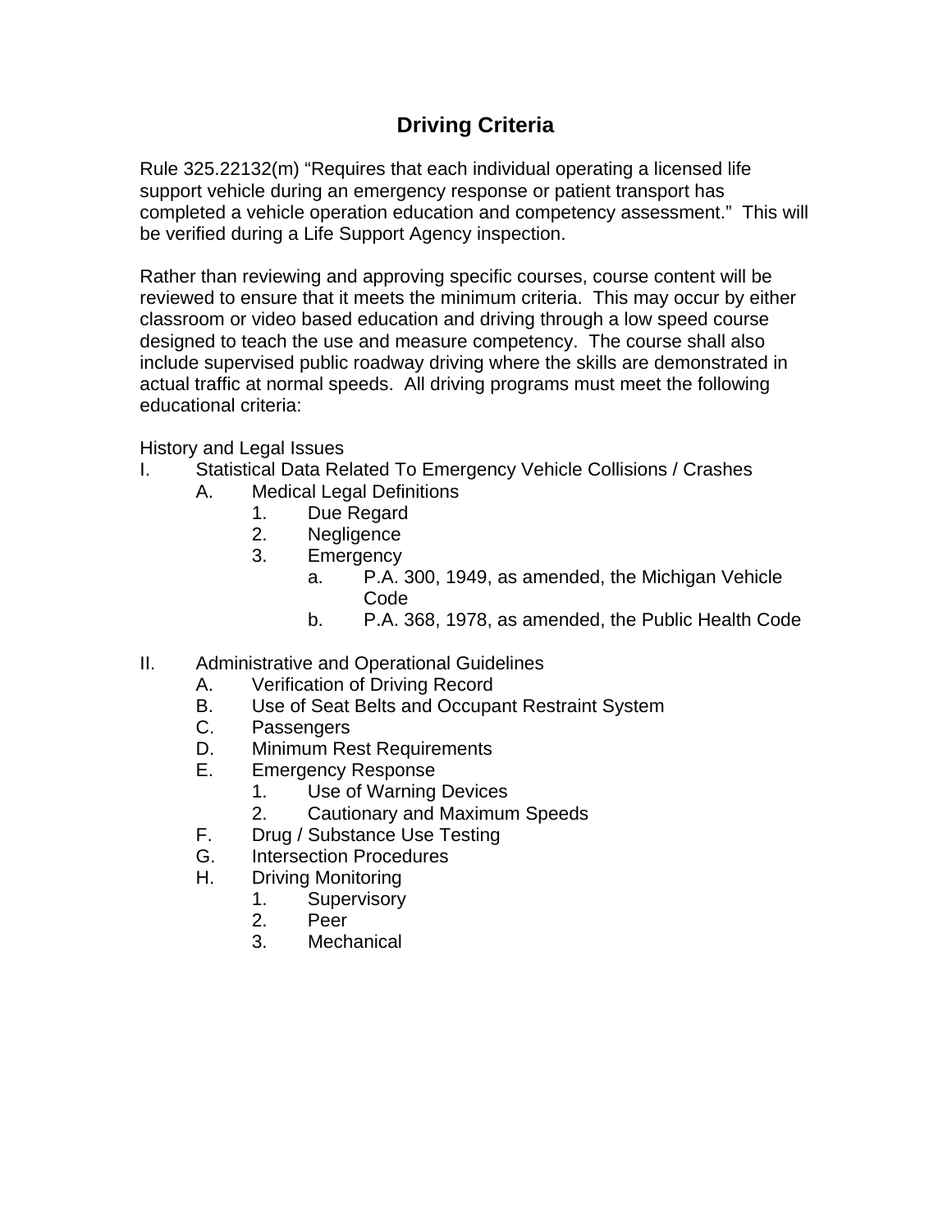# Driving Criteria

Rule 325.22132(m) "Requires that each individual operating a licensed life support vehicle during an emergency response or patient transport has completed a vehicle operation education and competency assessment." This will be verified during a Life Support Agency inspection.

Rather than reviewing and approving specific courses, course content will be reviewed to ensure that it meets the minimum criteria. This may occur by either classroom or video based education and driving through a low speed course designed to teach the use and measure competency. The course shall also include supervised public roadway driving where the skills are demonstrated in actual traffic at normal speeds. All driving programs must meet the following educational criteria:

History and Legal Issues

I. Statistical Data Related To Emergency Vehicle Collisions / Crashes
   - A. Medical Legal Definitions
     1. Due Regard
     2. Negligence
     3. Emergency
        - a. P.A. 300, 1949, as amended, the Michigan Vehicle Code
        - b. P.A. 368, 1978, as amended, the Public Health Code

II. Administrative and Operational Guidelines
   - A. Verification of Driving Record
   - B. Use of Seat Belts and Occupant Restraint System
   - C. Passengers
   - D. Minimum Rest Requirements
   - E. Emergency Response
     1. Use of Warning Devices
     2. Cautionary and Maximum Speeds
   - F. Drug / Substance Use Testing
   - G. Intersection Procedures
   - H. Driving Monitoring
     1. Supervisory
     2. Peer
     3. Mechanical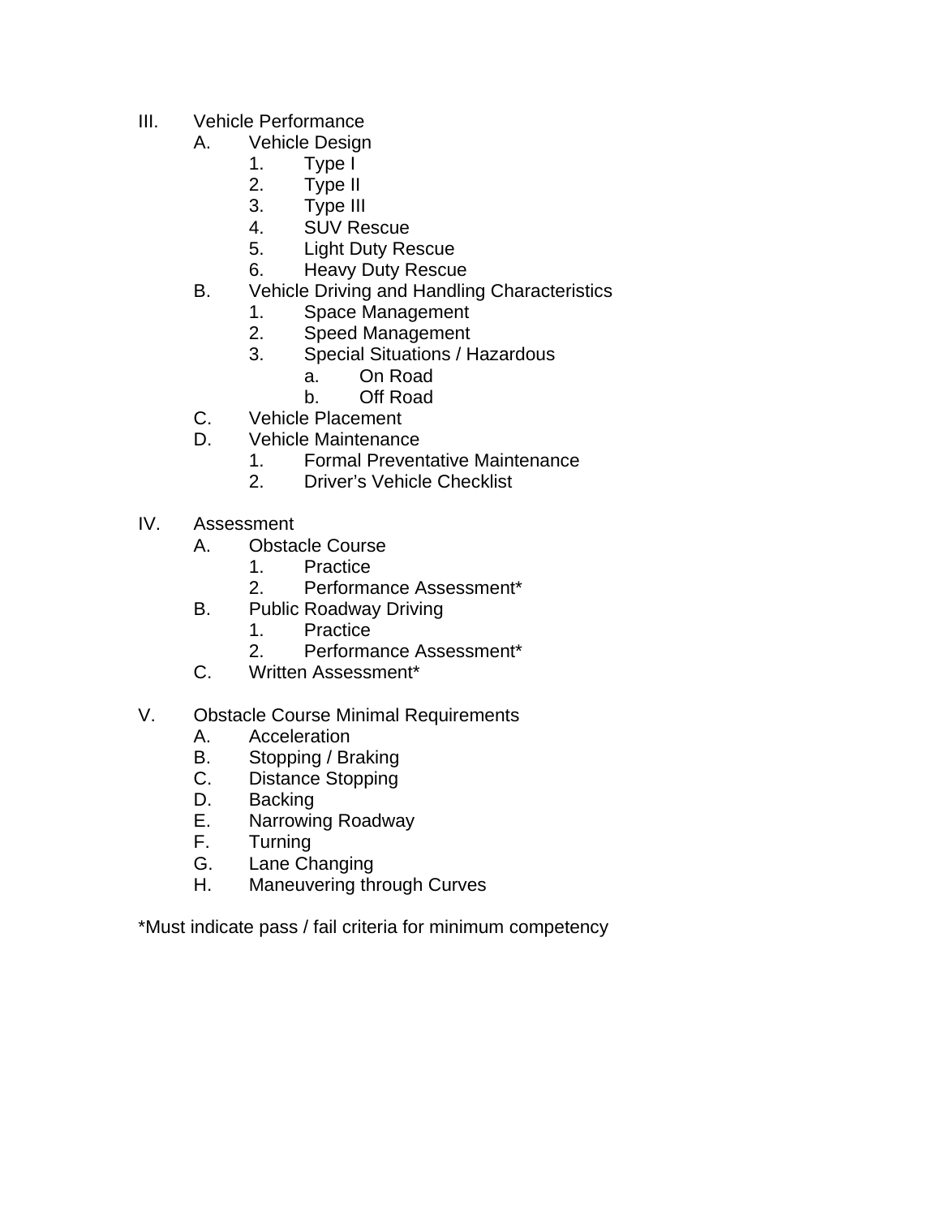III. Vehicle Performance
   A. Vehicle Design
      1. Type I
      2. Type II
      3. Type III
      4. SUV Rescue
      5. Light Duty Rescue
      6. Heavy Duty Rescue
   B. Vehicle Driving and Handling Characteristics
      1. Space Management
      2. Speed Management
      3. Special Situations / Hazardous
         a. On Road
         b. Off Road
   C. Vehicle Placement
   D. Vehicle Maintenance
      1. Formal Preventative Maintenance
      2. Driver's Vehicle Checklist

IV. Assessment
   A. Obstacle Course
      1. Practice
      2. Performance Assessment*
   B. Public Roadway Driving
      1. Practice
      2. Performance Assessment*
   C. Written Assessment*

V. Obstacle Course Minimal Requirements
   A. Acceleration
   B. Stopping / Braking
   C. Distance Stopping
   D. Backing
   E. Narrowing Roadway
   F. Turning
   G. Lane Changing
   H. Maneuvering through Curves

*Must indicate pass / fail criteria for minimum competency